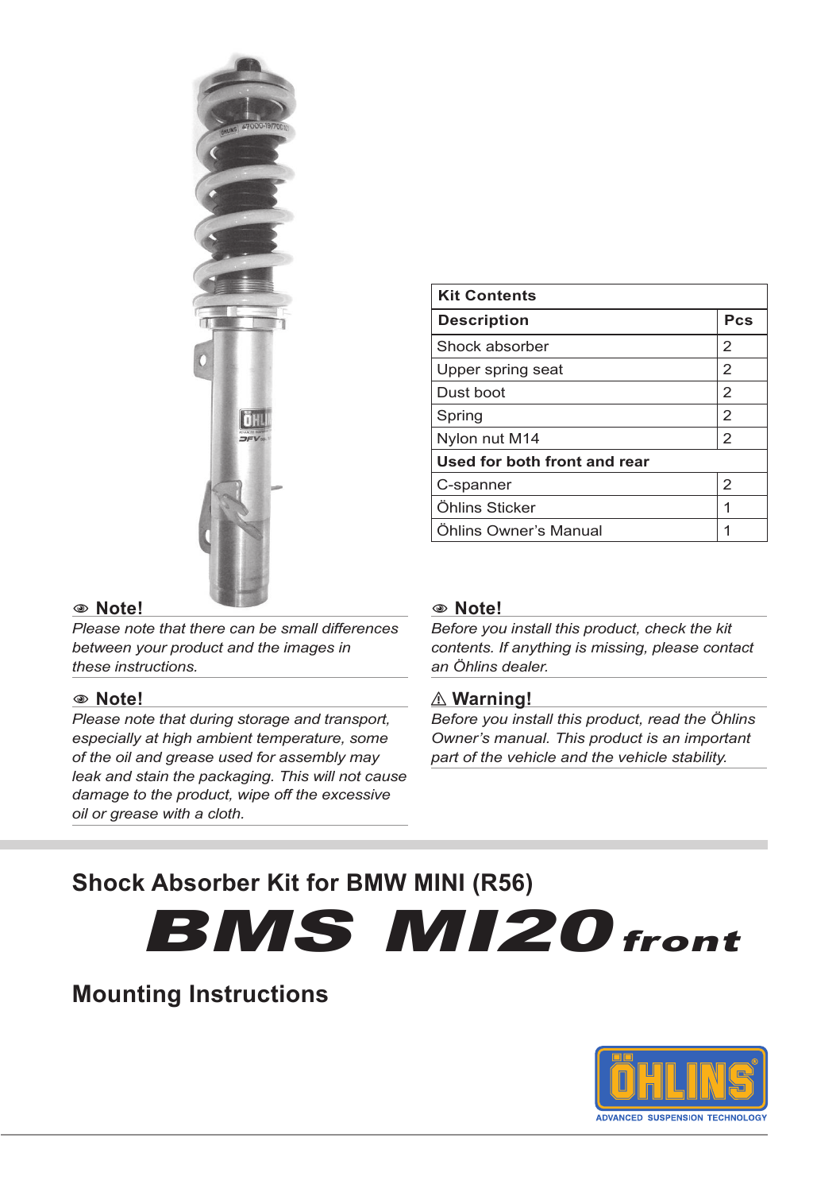| Kit Contents | |
|---|---|
| **Description** | **Pcs** |
| Shock absorber | 2 |
| Upper spring seat | 2 |
| Dust boot | 2 |
| Spring | 2 |
| Nylon nut M14 | 2 |
| **Used for both front and rear** | |
| C-spanner | 2 |
| Öhlins Sticker | 1 |
| Öhlins Owner's Manual | 1 |

**Note!**

*Please note that there can be small differences between your product and the images in these instructions.*

**Note!**

*Please note that during storage and transport, especially at high ambient temperature, some of the oil and grease used for assembly may leak and stain the packaging. This will not cause damage to the product, wipe off the excessive oil or grease with a cloth.*

**Note!**

*Before you install this product, check the kit contents. If anything is missing, please contact an Öhlins dealer.*

**⚠ Warning!**

*Before you install this product, read the Öhlins Owner's manual. This product is an important part of the vehicle and the vehicle stability.*

## Shock Absorber Kit for BMW MINI (R56)

# BMS MI20 front

## Mounting Instructions

ÖHLINS ADVANCED SUSPENSION TECHNOLOGY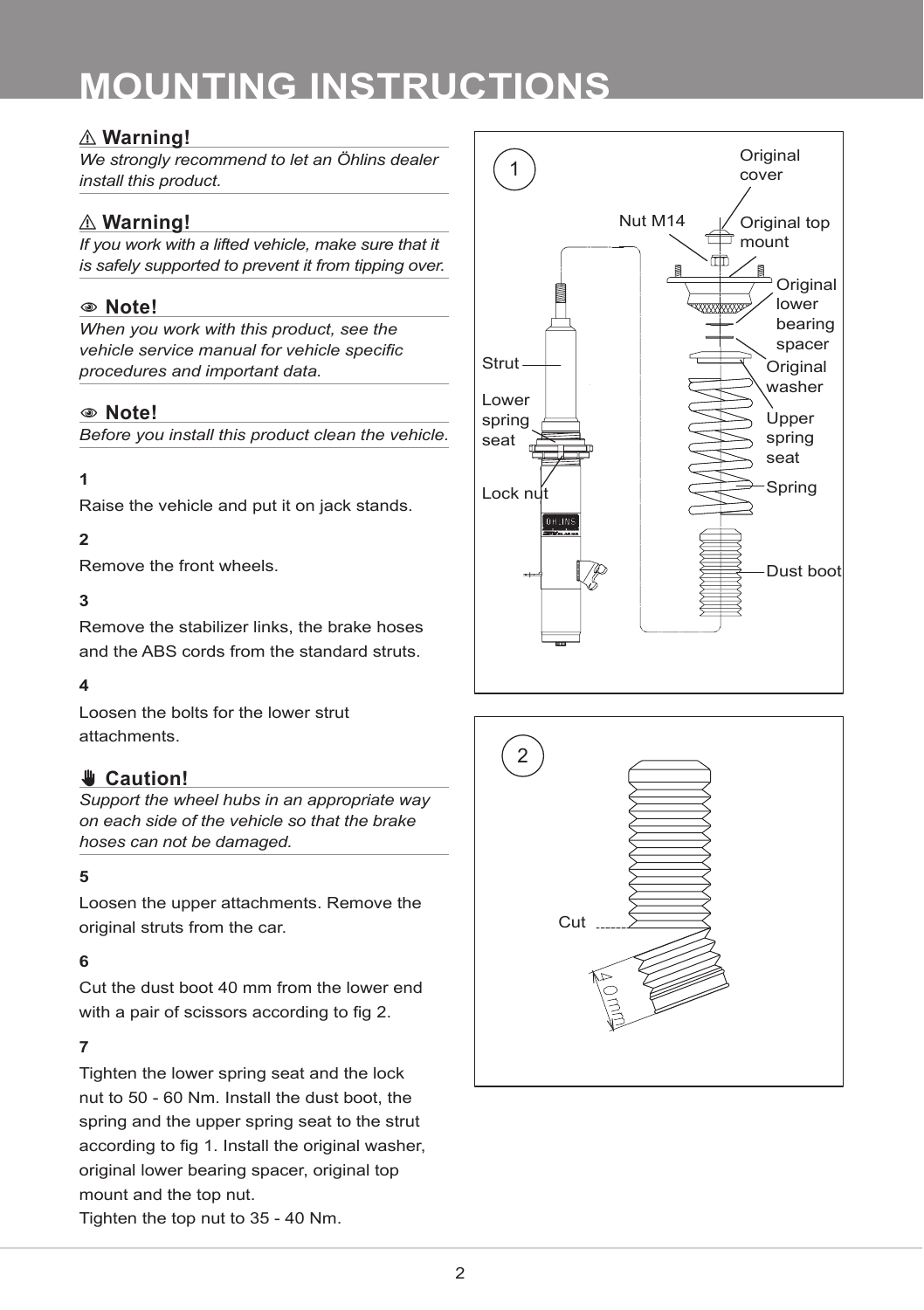# MOUNTING INSTRUCTIONS

⚠ **Warning!**

*We strongly recommend to let an Öhlins dealer install this product.*

⚠ **Warning!**

*If you work with a lifted vehicle, make sure that it is safely supported to prevent it from tipping over.*

**Note!**

*When you work with this product, see the vehicle service manual for vehicle specific procedures and important data.*

**Note!**

*Before you install this product clean the vehicle.*

**1**

Raise the vehicle and put it on jack stands.

**2**

Remove the front wheels.

**3**

Remove the stabilizer links, the brake hoses and the ABS cords from the standard struts.

**4**

Loosen the bolts for the lower strut attachments.

**Caution!**

*Support the wheel hubs in an appropriate way on each side of the vehicle so that the brake hoses can not be damaged.*

**5**

Loosen the upper attachments. Remove the original struts from the car.

**6**

Cut the dust boot 40 mm from the lower end with a pair of scissors according to fig 2.

**7**

Tighten the lower spring seat and the lock nut to 50 - 60 Nm. Install the dust boot, the spring and the upper spring seat to the strut according to fig 1. Install the original washer, original lower bearing spacer, original top mount and the top nut.
Tighten the top nut to 35 - 40 Nm.

1

Original cover
Nut M14
Original top mount
Original lower bearing spacer
Strut
Original washer
Lower spring seat
Upper spring seat
Spring
Lock nut
Dust boot

2

Cut
40mm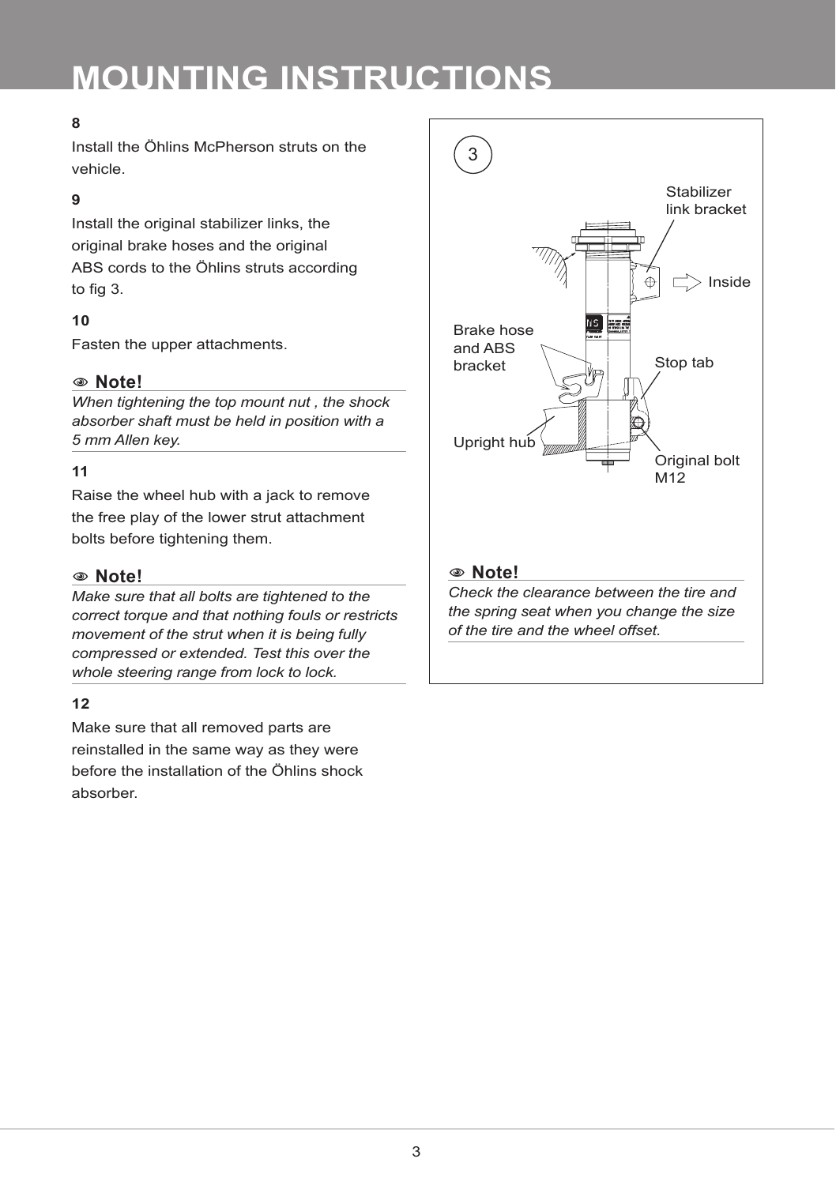# MOUNTING INSTRUCTIONS

**8**

Install the Öhlins McPherson struts on the vehicle.

**9**

Install the original stabilizer links, the original brake hoses and the original ABS cords to the Öhlins struts according to fig 3.

**10**

Fasten the upper attachments.

**Note!**

*When tightening the top mount nut , the shock absorber shaft must be held in position with a 5 mm Allen key.*

**11**

Raise the wheel hub with a jack to remove the free play of the lower strut attachment bolts before tightening them.

**Note!**

*Make sure that all bolts are tightened to the correct torque and that nothing fouls or restricts movement of the strut when it is being fully compressed or extended. Test this over the whole steering range from lock to lock.*

**12**

Make sure that all removed parts are reinstalled in the same way as they were before the installation of the Öhlins shock absorber.

3

Stabilizer link bracket

Inside

Brake hose and ABS bracket

Stop tab

Upright hub

Original bolt M12

**Note!**

*Check the clearance between the tire and the spring seat when you change the size of the tire and the wheel offset.*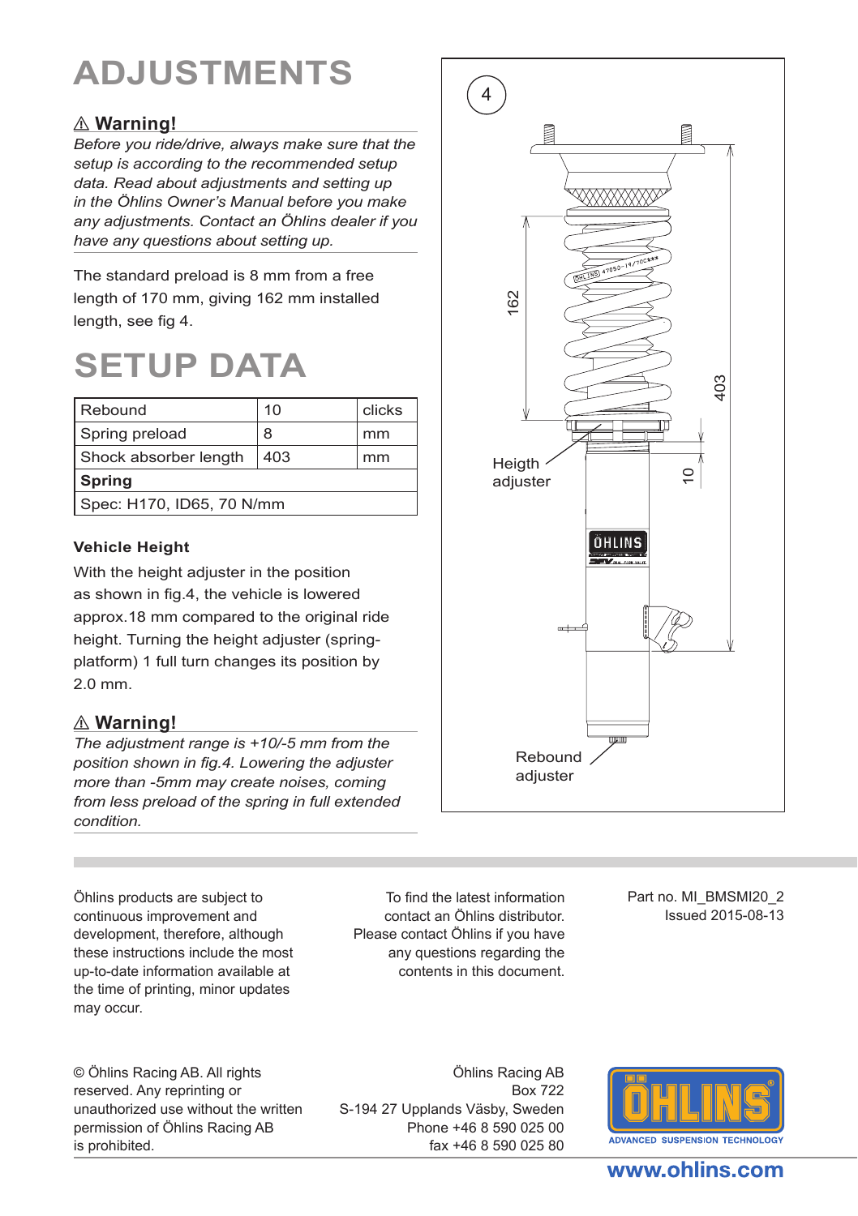# ADJUSTMENTS

### ⚠ Warning!

*Before you ride/drive, always make sure that the setup is according to the recommended setup data. Read about adjustments and setting up in the Öhlins Owner's Manual before you make any adjustments. Contact an Öhlins dealer if you have any questions about setting up.*

The standard preload is 8 mm from a free length of 170 mm, giving 162 mm installed length, see fig 4.

# SETUP DATA

| Rebound | 10 | clicks |
|---|---|---|
| Spring preload | 8 | mm |
| Shock absorber length | 403 | mm |
| **Spring** | | |
| Spec: H170, ID65, 70 N/mm | | |

### Vehicle Height

With the height adjuster in the position as shown in fig.4, the vehicle is lowered approx.18 mm compared to the original ride height. Turning the height adjuster (spring-platform) 1 full turn changes its position by 2.0 mm.

### ⚠ Warning!

*The adjustment range is +10/-5 mm from the position shown in fig.4. Lowering the adjuster more than -5mm may create noises, coming from less preload of the spring in full extended condition.*

4

162

403

10

Heigth adjuster

Rebound adjuster

Öhlins products are subject to continuous improvement and development, therefore, although these instructions include the most up-to-date information available at the time of printing, minor updates may occur.

To find the latest information contact an Öhlins distributor. Please contact Öhlins if you have any questions regarding the contents in this document.

Part no. MI_BMSMI20_2
Issued 2015-08-13

© Öhlins Racing AB. All rights reserved. Any reprinting or unauthorized use without the written permission of Öhlins Racing AB is prohibited.

Öhlins Racing AB
Box 722
S-194 27 Upplands Väsby, Sweden
Phone +46 8 590 025 00
fax +46 8 590 025 80

ÖHLINS ADVANCED SUSPENSION TECHNOLOGY

www.ohlins.com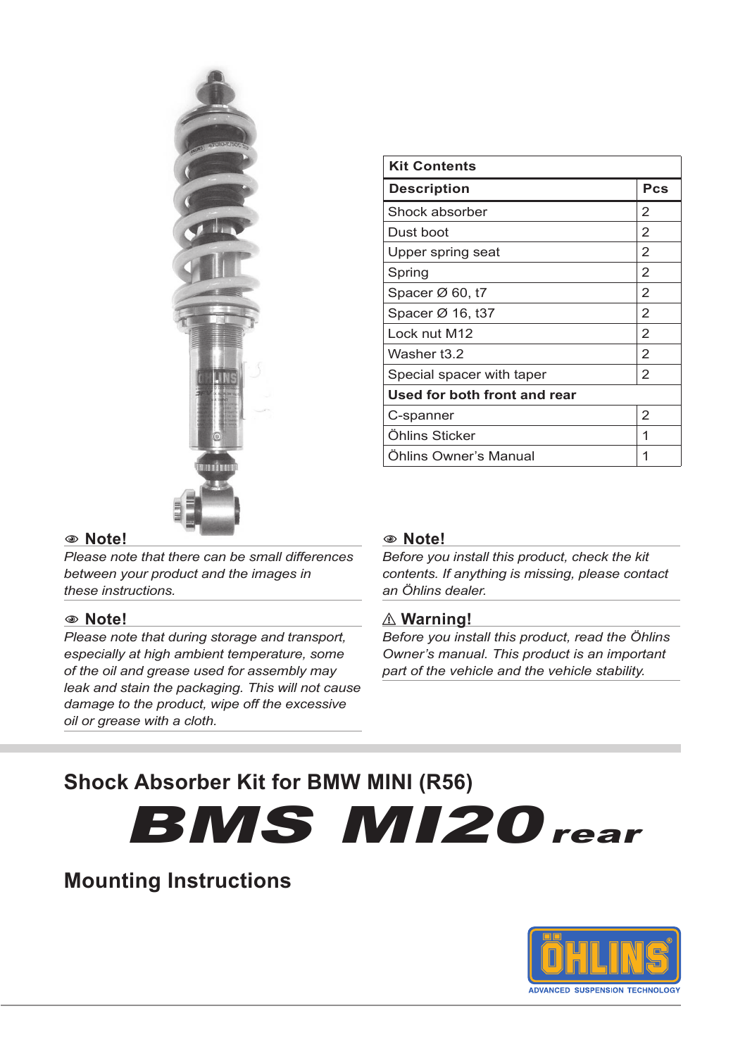| Kit Contents | |
|---|---|
| **Description** | **Pcs** |
| Shock absorber | 2 |
| Dust boot | 2 |
| Upper spring seat | 2 |
| Spring | 2 |
| Spacer Ø 60, t7 | 2 |
| Spacer Ø 16, t37 | 2 |
| Lock nut M12 | 2 |
| Washer t3.2 | 2 |
| Special spacer with taper | 2 |
| **Used for both front and rear** | |
| C-spanner | 2 |
| Öhlins Sticker | 1 |
| Öhlins Owner's Manual | 1 |

### Note!

*Please note that there can be small differences between your product and the images in these instructions.*

### Note!

*Please note that during storage and transport, especially at high ambient temperature, some of the oil and grease used for assembly may leak and stain the packaging. This will not cause damage to the product, wipe off the excessive oil or grease with a cloth.*

### Note!

*Before you install this product, check the kit contents. If anything is missing, please contact an Öhlins dealer.*

### ⚠ Warning!

*Before you install this product, read the Öhlins Owner's manual. This product is an important part of the vehicle and the vehicle stability.*

## Shock Absorber Kit for BMW MINI (R56)

# BMS MI20 rear

## Mounting Instructions

ÖHLINS ADVANCED SUSPENSION TECHNOLOGY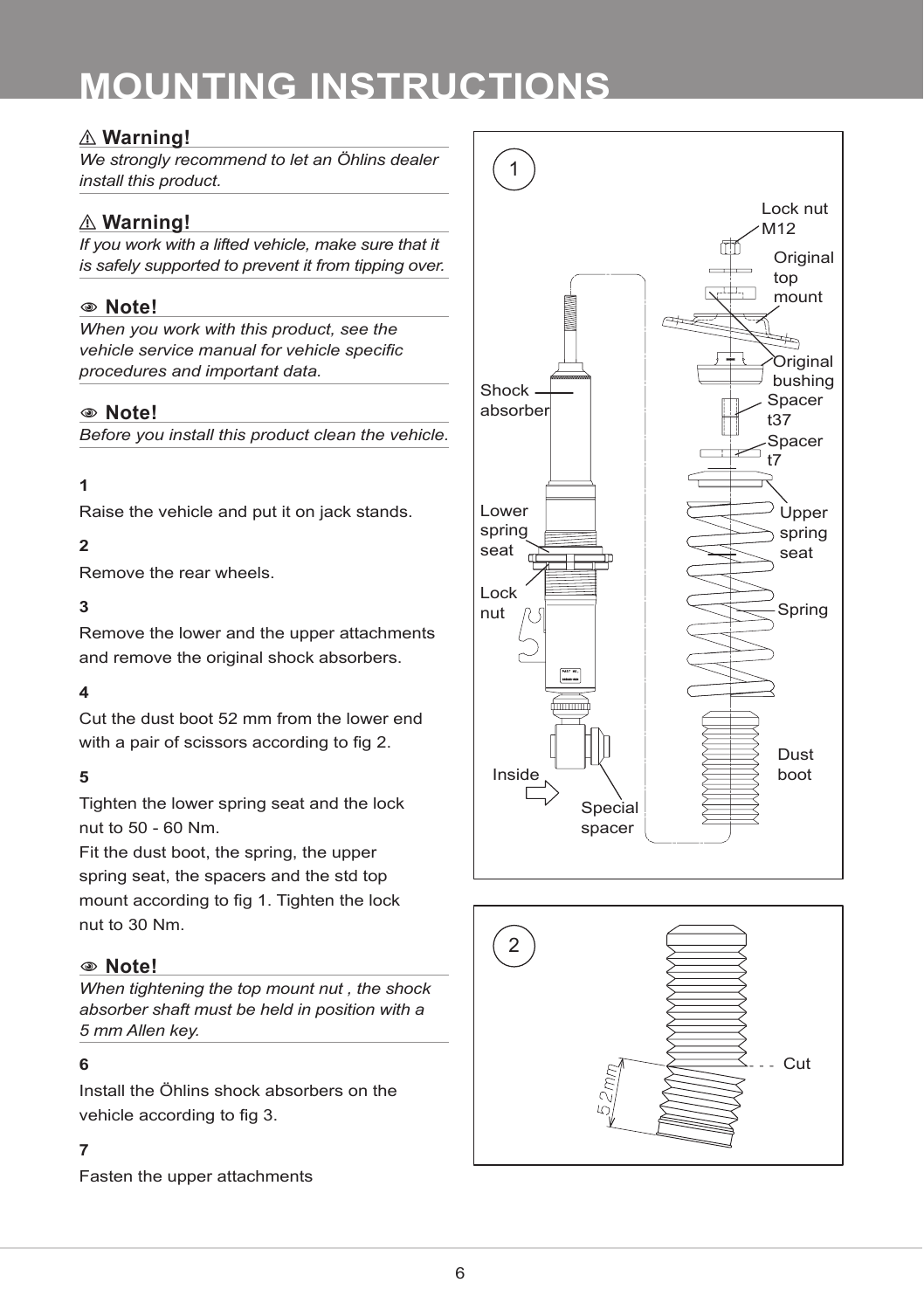# MOUNTING INSTRUCTIONS

⚠ **Warning!**

*We strongly recommend to let an Öhlins dealer install this product.*

⚠ **Warning!**

*If you work with a lifted vehicle, make sure that it is safely supported to prevent it from tipping over.*

**Note!**

*When you work with this product, see the vehicle service manual for vehicle specific procedures and important data.*

**Note!**

*Before you install this product clean the vehicle.*

**1**

Raise the vehicle and put it on jack stands.

**2**

Remove the rear wheels.

**3**

Remove the lower and the upper attachments and remove the original shock absorbers.

**4**

Cut the dust boot 52 mm from the lower end with a pair of scissors according to fig 2.

**5**

Tighten the lower spring seat and the lock nut to 50 - 60 Nm.
Fit the dust boot, the spring, the upper spring seat, the spacers and the std top mount according to fig 1. Tighten the lock nut to 30 Nm.

**Note!**

*When tightening the top mount nut , the shock absorber shaft must be held in position with a 5 mm Allen key.*

**6**

Install the Öhlins shock absorbers on the vehicle according to fig 3.

**7**

Fasten the upper attachments

1

Lock nut M12
Original top mount
Original bushing
Spacer t37
Spacer t7
Upper spring seat
Spring
Dust boot
Shock absorber
Lower spring seat
Lock nut
Inside
Special spacer

2

52mm
Cut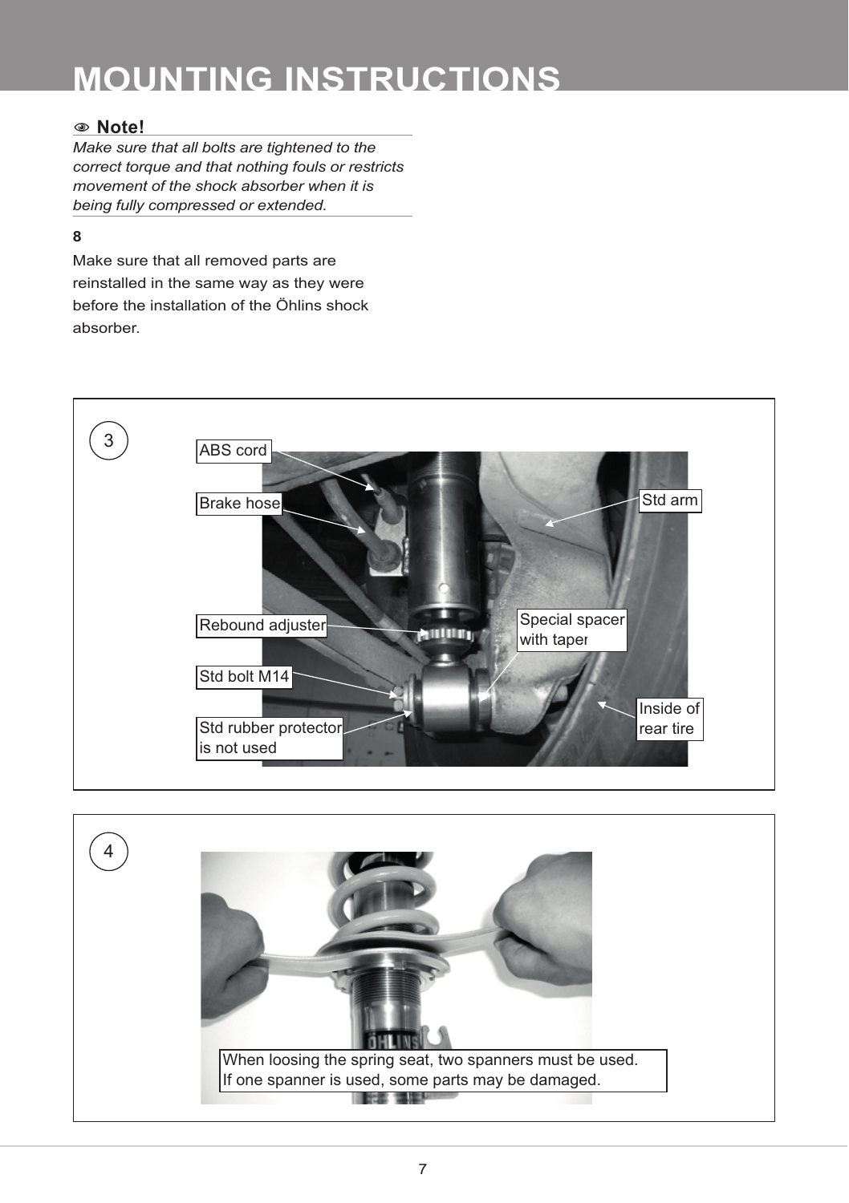# MOUNTING INSTRUCTIONS

**Note!**

*Make sure that all bolts are tightened to the correct torque and that nothing fouls or restricts movement of the shock absorber when it is being fully compressed or extended.*

**8**

Make sure that all removed parts are reinstalled in the same way as they were before the installation of the Öhlins shock absorber.

3

ABS cord

Brake hose

Std arm

Rebound adjuster

Special spacer with taper

Std bolt M14

Inside of rear tire

Std rubber protector is not used

4

When loosing the spring seat, two spanners must be used. If one spanner is used, some parts may be damaged.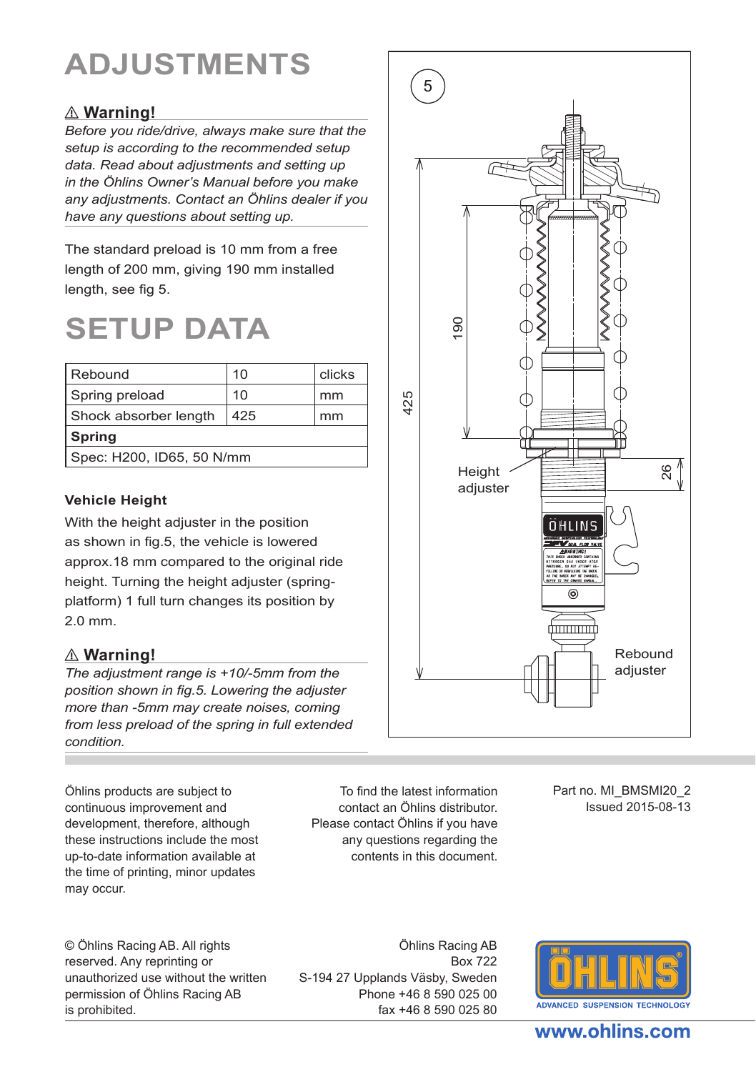# ADJUSTMENTS

### ⚠ Warning!

*Before you ride/drive, always make sure that the setup is according to the recommended setup data. Read about adjustments and setting up in the Öhlins Owner's Manual before you make any adjustments. Contact an Öhlins dealer if you have any questions about setting up.*

The standard preload is 10 mm from a free length of 200 mm, giving 190 mm installed length, see fig 5.

# SETUP DATA

| | | |
|---|---|---|
| Rebound | 10 | clicks |
| Spring preload | 10 | mm |
| Shock absorber length | 425 | mm |
| **Spring** | | |
| Spec: H200, ID65, 50 N/mm | | |

### Vehicle Height

With the height adjuster in the position as shown in fig.5, the vehicle is lowered approx.18 mm compared to the original ride height. Turning the height adjuster (spring-platform) 1 full turn changes its position by 2.0 mm.

### ⚠ Warning!

*The adjustment range is +10/-5mm from the position shown in fig.5. Lowering the adjuster more than -5mm may create noises, coming from less preload of the spring in full extended condition.*

5

425

190

26

Height adjuster

Rebound adjuster

Öhlins products are subject to continuous improvement and development, therefore, although these instructions include the most up-to-date information available at the time of printing, minor updates may occur.

To find the latest information contact an Öhlins distributor. Please contact Öhlins if you have any questions regarding the contents in this document.

Part no. MI_BMSMI20_2
Issued 2015-08-13

© Öhlins Racing AB. All rights reserved. Any reprinting or unauthorized use without the written permission of Öhlins Racing AB is prohibited.

Öhlins Racing AB
Box 722
S-194 27 Upplands Väsby, Sweden
Phone +46 8 590 025 00
fax +46 8 590 025 80

ÖHLINS
ADVANCED SUSPENSION TECHNOLOGY

www.ohlins.com